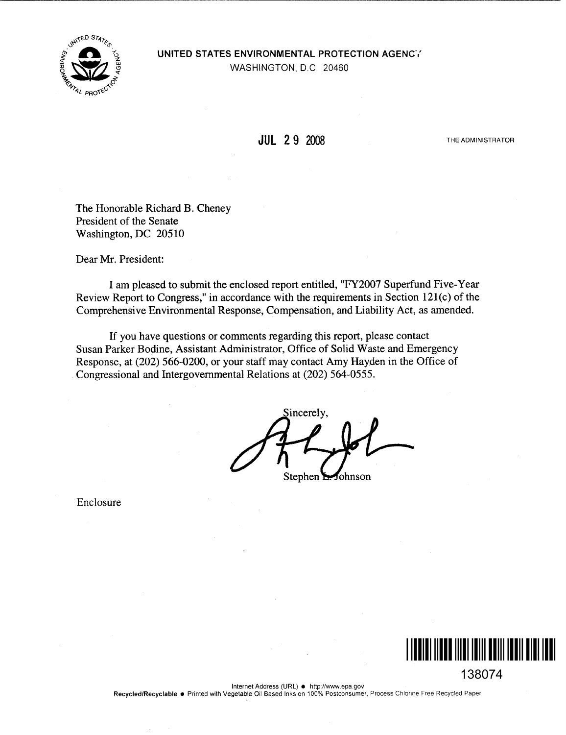**UNITED STATES ENVIRONMENTAL PROTECTION AGENCY**
WASHINGTON, D.C. 20460

JUL 29 2008

THE ADMINISTRATOR

The Honorable Richard B. Cheney
President of the Senate
Washington, DC 20510

Dear Mr. President:

I am pleased to submit the enclosed report entitled, "FY2007 Superfund Five-Year Review Report to Congress," in accordance with the requirements in Section 121(c) of the Comprehensive Environmental Response, Compensation, and Liability Act, as amended.

If you have questions or comments regarding this report, please contact Susan Parker Bodine, Assistant Administrator, Office of Solid Waste and Emergency Response, at (202) 566-0200, or your staff may contact Amy Hayden in the Office of Congressional and Intergovernmental Relations at (202) 564-0555.

Sincerely,

Stephen L. Johnson

Enclosure

138074

Internet Address (URL) • http://www.epa.gov
Recycled/Recyclable • Printed with Vegetable Oil Based Inks on 100% Postconsumer, Process Chlorine Free Recycled Paper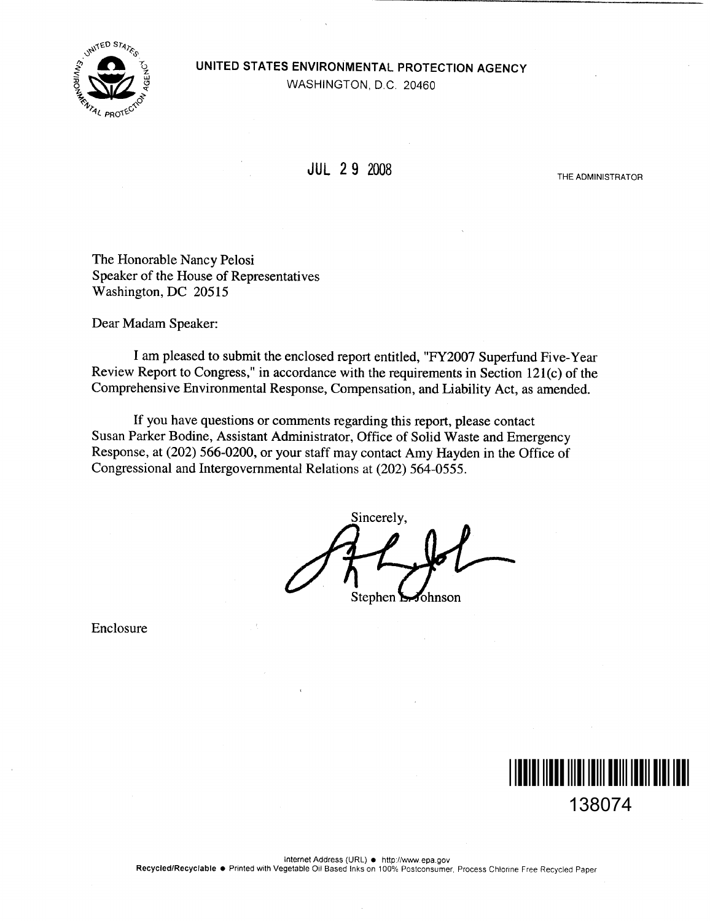**UNITED STATES ENVIRONMENTAL PROTECTION AGENCY**
WASHINGTON, D.C. 20460

JUL 29 2008

THE ADMINISTRATOR

The Honorable Nancy Pelosi
Speaker of the House of Representatives
Washington, DC 20515

Dear Madam Speaker:

I am pleased to submit the enclosed report entitled, "FY2007 Superfund Five-Year Review Report to Congress," in accordance with the requirements in Section 121(c) of the Comprehensive Environmental Response, Compensation, and Liability Act, as amended.

If you have questions or comments regarding this report, please contact Susan Parker Bodine, Assistant Administrator, Office of Solid Waste and Emergency Response, at (202) 566-0200, or your staff may contact Amy Hayden in the Office of Congressional and Intergovernmental Relations at (202) 564-0555.

Sincerely,

Stephen L. Johnson

Enclosure

138074

Internet Address (URL) • http://www.epa.gov
Recycled/Recyclable • Printed with Vegetable Oil Based Inks on 100% Postconsumer, Process Chlorine Free Recycled Paper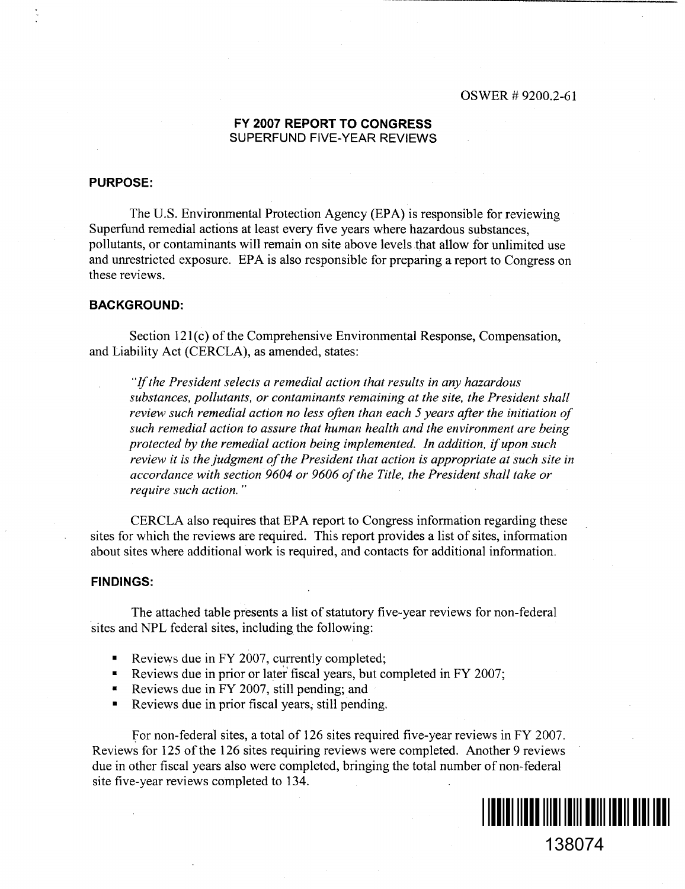OSWER # 9200.2-61

## FY 2007 REPORT TO CONGRESS
SUPERFUND FIVE-YEAR REVIEWS

### PURPOSE:

The U.S. Environmental Protection Agency (EPA) is responsible for reviewing Superfund remedial actions at least every five years where hazardous substances, pollutants, or contaminants will remain on site above levels that allow for unlimited use and unrestricted exposure. EPA is also responsible for preparing a report to Congress on these reviews.

### BACKGROUND:

Section 121(c) of the Comprehensive Environmental Response, Compensation, and Liability Act (CERCLA), as amended, states:

> *"If the President selects a remedial action that results in any hazardous substances, pollutants, or contaminants remaining at the site, the President shall review such remedial action no less often than each 5 years after the initiation of such remedial action to assure that human health and the environment are being protected by the remedial action being implemented. In addition, if upon such review it is the judgment of the President that action is appropriate at such site in accordance with section 9604 or 9606 of the Title, the President shall take or require such action."*

CERCLA also requires that EPA report to Congress information regarding these sites for which the reviews are required. This report provides a list of sites, information about sites where additional work is required, and contacts for additional information.

### FINDINGS:

The attached table presents a list of statutory five-year reviews for non-federal sites and NPL federal sites, including the following:

- Reviews due in FY 2007, currently completed;
- Reviews due in prior or later fiscal years, but completed in FY 2007;
- Reviews due in FY 2007, still pending; and
- Reviews due in prior fiscal years, still pending.

For non-federal sites, a total of 126 sites required five-year reviews in FY 2007. Reviews for 125 of the 126 sites requiring reviews were completed. Another 9 reviews due in other fiscal years also were completed, bringing the total number of non-federal site five-year reviews completed to 134.

138074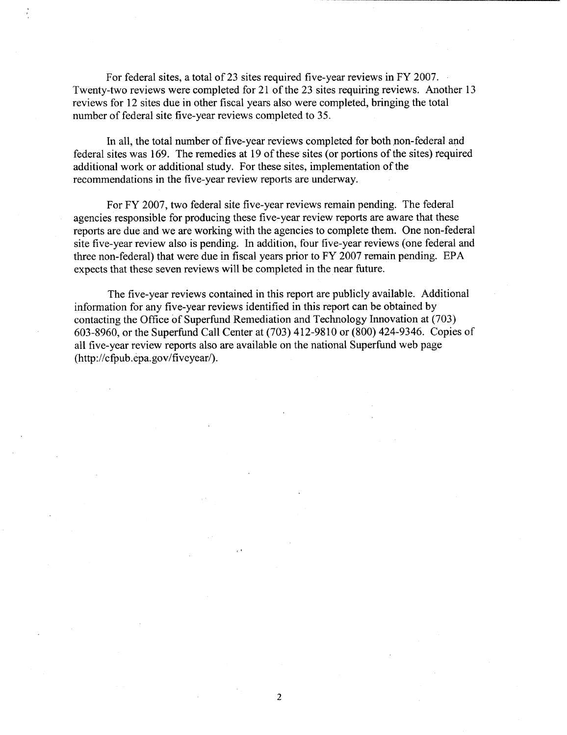For federal sites, a total of 23 sites required five-year reviews in FY 2007. Twenty-two reviews were completed for 21 of the 23 sites requiring reviews. Another 13 reviews for 12 sites due in other fiscal years also were completed, bringing the total number of federal site five-year reviews completed to 35.

In all, the total number of five-year reviews completed for both non-federal and federal sites was 169. The remedies at 19 of these sites (or portions of the sites) required additional work or additional study. For these sites, implementation of the recommendations in the five-year review reports are underway.

For FY 2007, two federal site five-year reviews remain pending. The federal agencies responsible for producing these five-year review reports are aware that these reports are due and we are working with the agencies to complete them. One non-federal site five-year review also is pending. In addition, four five-year reviews (one federal and three non-federal) that were due in fiscal years prior to FY 2007 remain pending. EPA expects that these seven reviews will be completed in the near future.

The five-year reviews contained in this report are publicly available. Additional information for any five-year reviews identified in this report can be obtained by contacting the Office of Superfund Remediation and Technology Innovation at (703) 603-8960, or the Superfund Call Center at (703) 412-9810 or (800) 424-9346. Copies of all five-year review reports also are available on the national Superfund web page (http://cfpub.epa.gov/fiveyear/).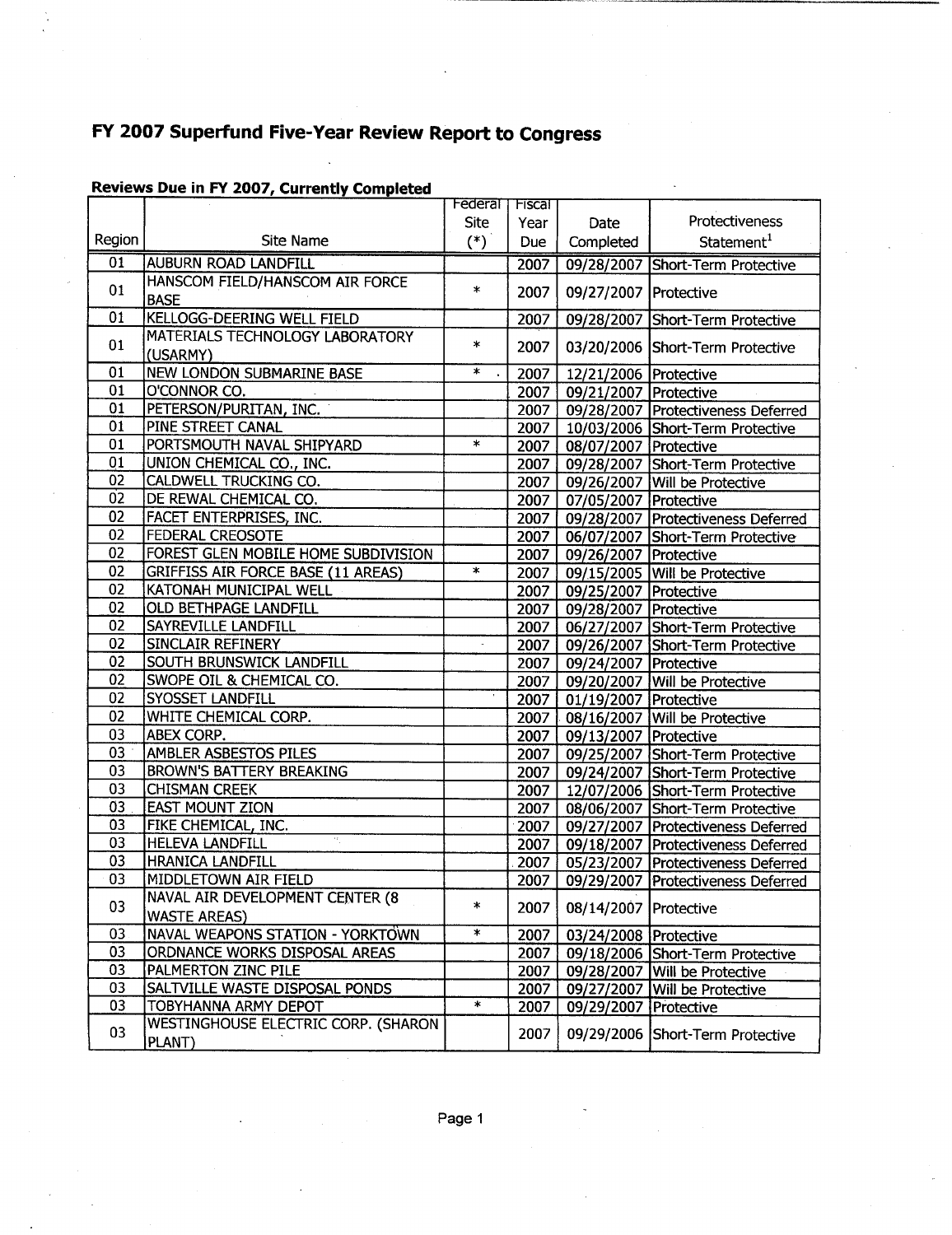# FY 2007 Superfund Five-Year Review Report to Congress

## Reviews Due in FY 2007, Currently Completed

| Region | Site Name | Federal Site (*) | Fiscal Year Due | Date Completed | Protectiveness Statement[1] |
|---|---|---|---|---|---|
| 01 | AUBURN ROAD LANDFILL | | 2007 | 09/28/2007 | Short-Term Protective |
| 01 | HANSCOM FIELD/HANSCOM AIR FORCE BASE | * | 2007 | 09/27/2007 | Protective |
| 01 | KELLOGG-DEERING WELL FIELD | | 2007 | 09/28/2007 | Short-Term Protective |
| 01 | MATERIALS TECHNOLOGY LABORATORY (USARMY) | * | 2007 | 03/20/2006 | Short-Term Protective |
| 01 | NEW LONDON SUBMARINE BASE | * | 2007 | 12/21/2006 | Protective |
| 01 | O'CONNOR CO. | | 2007 | 09/21/2007 | Protective |
| 01 | PETERSON/PURITAN, INC. | | 2007 | 09/28/2007 | Protectiveness Deferred |
| 01 | PINE STREET CANAL | | 2007 | 10/03/2006 | Short-Term Protective |
| 01 | PORTSMOUTH NAVAL SHIPYARD | * | 2007 | 08/07/2007 | Protective |
| 01 | UNION CHEMICAL CO., INC. | | 2007 | 09/28/2007 | Short-Term Protective |
| 02 | CALDWELL TRUCKING CO. | | 2007 | 09/26/2007 | Will be Protective |
| 02 | DE REWAL CHEMICAL CO. | | 2007 | 07/05/2007 | Protective |
| 02 | FACET ENTERPRISES, INC. | | 2007 | 09/28/2007 | Protectiveness Deferred |
| 02 | FEDERAL CREOSOTE | | 2007 | 06/07/2007 | Short-Term Protective |
| 02 | FOREST GLEN MOBILE HOME SUBDIVISION | | 2007 | 09/26/2007 | Protective |
| 02 | GRIFFISS AIR FORCE BASE (11 AREAS) | * | 2007 | 09/15/2005 | Will be Protective |
| 02 | KATONAH MUNICIPAL WELL | | 2007 | 09/25/2007 | Protective |
| 02 | OLD BETHPAGE LANDFILL | | 2007 | 09/28/2007 | Protective |
| 02 | SAYREVILLE LANDFILL | | 2007 | 06/27/2007 | Short-Term Protective |
| 02 | SINCLAIR REFINERY | | 2007 | 09/26/2007 | Short-Term Protective |
| 02 | SOUTH BRUNSWICK LANDFILL | | 2007 | 09/24/2007 | Protective |
| 02 | SWOPE OIL & CHEMICAL CO. | | 2007 | 09/20/2007 | Will be Protective |
| 02 | SYOSSET LANDFILL | | 2007 | 01/19/2007 | Protective |
| 02 | WHITE CHEMICAL CORP. | | 2007 | 08/16/2007 | Will be Protective |
| 03 | ABEX CORP. | | 2007 | 09/13/2007 | Protective |
| 03 | AMBLER ASBESTOS PILES | | 2007 | 09/25/2007 | Short-Term Protective |
| 03 | BROWN'S BATTERY BREAKING | | 2007 | 09/24/2007 | Short-Term Protective |
| 03 | CHISMAN CREEK | | 2007 | 12/07/2006 | Short-Term Protective |
| 03 | EAST MOUNT ZION | | 2007 | 08/06/2007 | Short-Term Protective |
| 03 | FIKE CHEMICAL, INC. | | 2007 | 09/27/2007 | Protectiveness Deferred |
| 03 | HELEVA LANDFILL | | 2007 | 09/18/2007 | Protectiveness Deferred |
| 03 | HRANICA LANDFILL | | 2007 | 05/23/2007 | Protectiveness Deferred |
| 03 | MIDDLETOWN AIR FIELD | | 2007 | 09/29/2007 | Protectiveness Deferred |
| 03 | NAVAL AIR DEVELOPMENT CENTER (8 WASTE AREAS) | * | 2007 | 08/14/2007 | Protective |
| 03 | NAVAL WEAPONS STATION - YORKTOWN | * | 2007 | 03/24/2008 | Protective |
| 03 | ORDNANCE WORKS DISPOSAL AREAS | | 2007 | 09/18/2006 | Short-Term Protective |
| 03 | PALMERTON ZINC PILE | | 2007 | 09/28/2007 | Will be Protective |
| 03 | SALTVILLE WASTE DISPOSAL PONDS | | 2007 | 09/27/2007 | Will be Protective |
| 03 | TOBYHANNA ARMY DEPOT | * | 2007 | 09/29/2007 | Protective |
| 03 | WESTINGHOUSE ELECTRIC CORP. (SHARON PLANT) | | 2007 | 09/29/2006 | Short-Term Protective |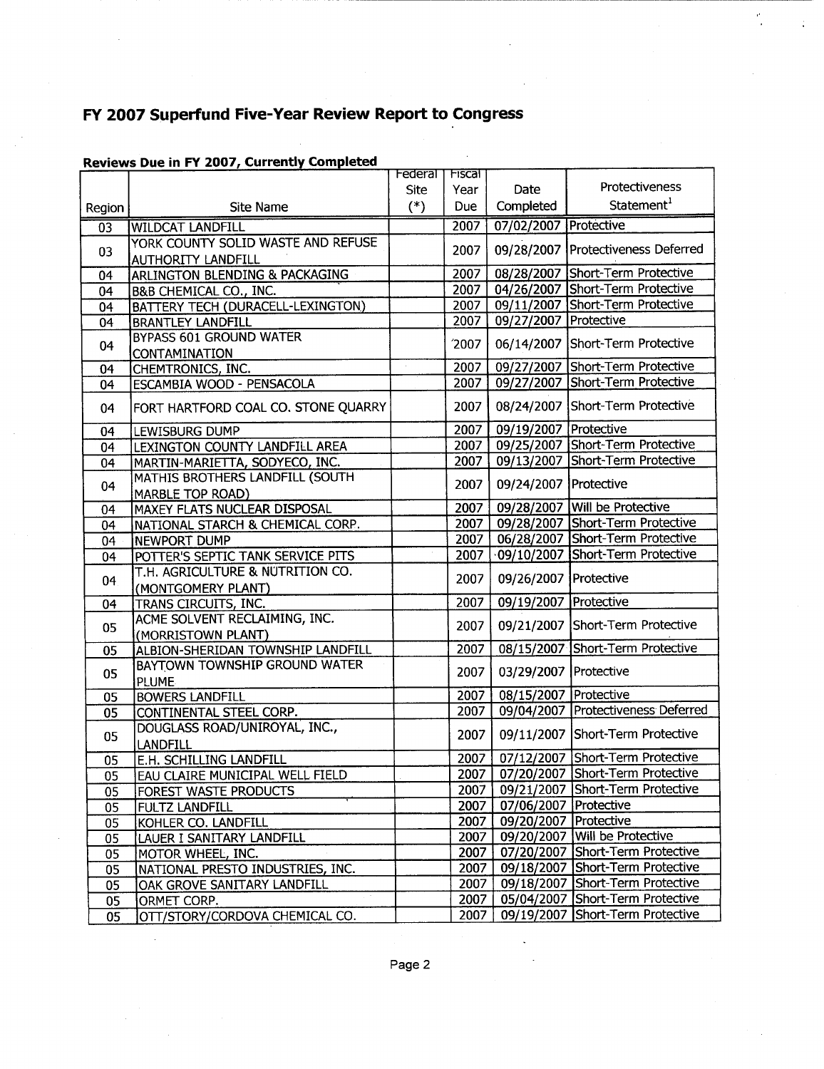# FY 2007 Superfund Five-Year Review Report to Congress

**Reviews Due in FY 2007, Currently Completed**

| Region | Site Name | Federal Site (*) | Fiscal Year Due | Date Completed | Protectiveness Statement[1] |
|---|---|---|---|---|---|
| 03 | WILDCAT LANDFILL | | 2007 | 07/02/2007 | Protective |
| 03 | YORK COUNTY SOLID WASTE AND REFUSE AUTHORITY LANDFILL | | 2007 | 09/28/2007 | Protectiveness Deferred |
| 04 | ARLINGTON BLENDING & PACKAGING | | 2007 | 08/28/2007 | Short-Term Protective |
| 04 | B&B CHEMICAL CO., INC. | | 2007 | 04/26/2007 | Short-Term Protective |
| 04 | BATTERY TECH (DURACELL-LEXINGTON) | | 2007 | 09/11/2007 | Short-Term Protective |
| 04 | BRANTLEY LANDFILL | | 2007 | 09/27/2007 | Protective |
| 04 | BYPASS 601 GROUND WATER CONTAMINATION | | 2007 | 06/14/2007 | Short-Term Protective |
| 04 | CHEMTRONICS, INC. | | 2007 | 09/27/2007 | Short-Term Protective |
| 04 | ESCAMBIA WOOD - PENSACOLA | | 2007 | 09/27/2007 | Short-Term Protective |
| 04 | FORT HARTFORD COAL CO. STONE QUARRY | | 2007 | 08/24/2007 | Short-Term Protective |
| 04 | LEWISBURG DUMP | | 2007 | 09/19/2007 | Protective |
| 04 | LEXINGTON COUNTY LANDFILL AREA | | 2007 | 09/25/2007 | Short-Term Protective |
| 04 | MARTIN-MARIETTA, SODYECO, INC. | | 2007 | 09/13/2007 | Short-Term Protective |
| 04 | MATHIS BROTHERS LANDFILL (SOUTH MARBLE TOP ROAD) | | 2007 | 09/24/2007 | Protective |
| 04 | MAXEY FLATS NUCLEAR DISPOSAL | | 2007 | 09/28/2007 | Will be Protective |
| 04 | NATIONAL STARCH & CHEMICAL CORP. | | 2007 | 09/28/2007 | Short-Term Protective |
| 04 | NEWPORT DUMP | | 2007 | 06/28/2007 | Short-Term Protective |
| 04 | POTTER'S SEPTIC TANK SERVICE PITS | | 2007 | 09/10/2007 | Short-Term Protective |
| 04 | T.H. AGRICULTURE & NUTRITION CO. (MONTGOMERY PLANT) | | 2007 | 09/26/2007 | Protective |
| 04 | TRANS CIRCUITS, INC. | | 2007 | 09/19/2007 | Protective |
| 05 | ACME SOLVENT RECLAIMING, INC. (MORRISTOWN PLANT) | | 2007 | 09/21/2007 | Short-Term Protective |
| 05 | ALBION-SHERIDAN TOWNSHIP LANDFILL | | 2007 | 08/15/2007 | Short-Term Protective |
| 05 | BAYTOWN TOWNSHIP GROUND WATER PLUME | | 2007 | 03/29/2007 | Protective |
| 05 | BOWERS LANDFILL | | 2007 | 08/15/2007 | Protective |
| 05 | CONTINENTAL STEEL CORP. | | 2007 | 09/04/2007 | Protectiveness Deferred |
| 05 | DOUGLASS ROAD/UNIROYAL, INC., LANDFILL | | 2007 | 09/11/2007 | Short-Term Protective |
| 05 | E.H. SCHILLING LANDFILL | | 2007 | 07/12/2007 | Short-Term Protective |
| 05 | EAU CLAIRE MUNICIPAL WELL FIELD | | 2007 | 07/20/2007 | Short-Term Protective |
| 05 | FOREST WASTE PRODUCTS | | 2007 | 09/21/2007 | Short-Term Protective |
| 05 | FULTZ LANDFILL | | 2007 | 07/06/2007 | Protective |
| 05 | KOHLER CO. LANDFILL | | 2007 | 09/20/2007 | Protective |
| 05 | LAUER I SANITARY LANDFILL | | 2007 | 09/20/2007 | Will be Protective |
| 05 | MOTOR WHEEL, INC. | | 2007 | 07/20/2007 | Short-Term Protective |
| 05 | NATIONAL PRESTO INDUSTRIES, INC. | | 2007 | 09/18/2007 | Short-Term Protective |
| 05 | OAK GROVE SANITARY LANDFILL | | 2007 | 09/18/2007 | Short-Term Protective |
| 05 | ORMET CORP. | | 2007 | 05/04/2007 | Short-Term Protective |
| 05 | OTT/STORY/CORDOVA CHEMICAL CO. | | 2007 | 09/19/2007 | Short-Term Protective |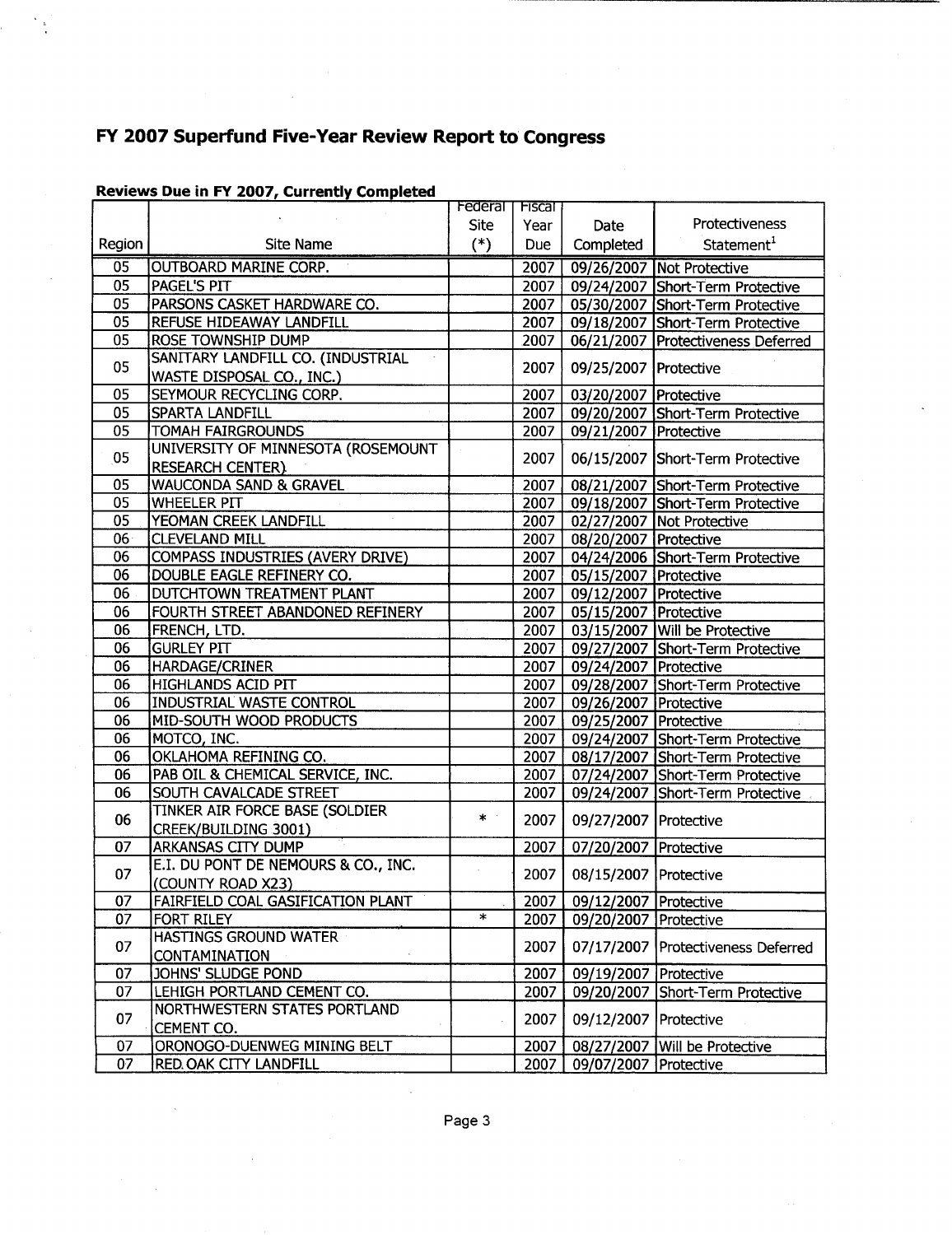# FY 2007 Superfund Five-Year Review Report to Congress

## Reviews Due in FY 2007, Currently Completed

| Region | Site Name | Federal Site (*) | Fiscal Year Due | Date Completed | Protectiveness Statement[1] |
|---|---|---|---|---|---|
| 05 | OUTBOARD MARINE CORP. | | 2007 | 09/26/2007 | Not Protective |
| 05 | PAGEL'S PIT | | 2007 | 09/24/2007 | Short-Term Protective |
| 05 | PARSONS CASKET HARDWARE CO. | | 2007 | 05/30/2007 | Short-Term Protective |
| 05 | REFUSE HIDEAWAY LANDFILL | | 2007 | 09/18/2007 | Short-Term Protective |
| 05 | ROSE TOWNSHIP DUMP | | 2007 | 06/21/2007 | Protectiveness Deferred |
| 05 | SANITARY LANDFILL CO. (INDUSTRIAL WASTE DISPOSAL CO., INC.) | | 2007 | 09/25/2007 | Protective |
| 05 | SEYMOUR RECYCLING CORP. | | 2007 | 03/20/2007 | Protective |
| 05 | SPARTA LANDFILL | | 2007 | 09/20/2007 | Short-Term Protective |
| 05 | TOMAH FAIRGROUNDS | | 2007 | 09/21/2007 | Protective |
| 05 | UNIVERSITY OF MINNESOTA (ROSEMOUNT RESEARCH CENTER) | | 2007 | 06/15/2007 | Short-Term Protective |
| 05 | WAUCONDA SAND & GRAVEL | | 2007 | 08/21/2007 | Short-Term Protective |
| 05 | WHEELER PIT | | 2007 | 09/18/2007 | Short-Term Protective |
| 05 | YEOMAN CREEK LANDFILL | | 2007 | 02/27/2007 | Not Protective |
| 06 | CLEVELAND MILL | | 2007 | 08/20/2007 | Protective |
| 06 | COMPASS INDUSTRIES (AVERY DRIVE) | | 2007 | 04/24/2006 | Short-Term Protective |
| 06 | DOUBLE EAGLE REFINERY CO. | | 2007 | 05/15/2007 | Protective |
| 06 | DUTCHTOWN TREATMENT PLANT | | 2007 | 09/12/2007 | Protective |
| 06 | FOURTH STREET ABANDONED REFINERY | | 2007 | 05/15/2007 | Protective |
| 06 | FRENCH, LTD. | | 2007 | 03/15/2007 | Will be Protective |
| 06 | GURLEY PIT | | 2007 | 09/27/2007 | Short-Term Protective |
| 06 | HARDAGE/CRINER | | 2007 | 09/24/2007 | Protective |
| 06 | HIGHLANDS ACID PIT | | 2007 | 09/28/2007 | Short-Term Protective |
| 06 | INDUSTRIAL WASTE CONTROL | | 2007 | 09/26/2007 | Protective |
| 06 | MID-SOUTH WOOD PRODUCTS | | 2007 | 09/25/2007 | Protective |
| 06 | MOTCO, INC. | | 2007 | 09/24/2007 | Short-Term Protective |
| 06 | OKLAHOMA REFINING CO. | | 2007 | 08/17/2007 | Short-Term Protective |
| 06 | PAB OIL & CHEMICAL SERVICE, INC. | | 2007 | 07/24/2007 | Short-Term Protective |
| 06 | SOUTH CAVALCADE STREET | | 2007 | 09/24/2007 | Short-Term Protective |
| 06 | TINKER AIR FORCE BASE (SOLDIER CREEK/BUILDING 3001) | * | 2007 | 09/27/2007 | Protective |
| 07 | ARKANSAS CITY DUMP | | 2007 | 07/20/2007 | Protective |
| 07 | E.I. DU PONT DE NEMOURS & CO., INC. (COUNTY ROAD X23) | | 2007 | 08/15/2007 | Protective |
| 07 | FAIRFIELD COAL GASIFICATION PLANT | | 2007 | 09/12/2007 | Protective |
| 07 | FORT RILEY | * | 2007 | 09/20/2007 | Protective |
| 07 | HASTINGS GROUND WATER CONTAMINATION | | 2007 | 07/17/2007 | Protectiveness Deferred |
| 07 | JOHNS' SLUDGE POND | | 2007 | 09/19/2007 | Protective |
| 07 | LEHIGH PORTLAND CEMENT CO. | | 2007 | 09/20/2007 | Short-Term Protective |
| 07 | NORTHWESTERN STATES PORTLAND CEMENT CO. | | 2007 | 09/12/2007 | Protective |
| 07 | ORONOGO-DUENWEG MINING BELT | | 2007 | 08/27/2007 | Will be Protective |
| 07 | RED OAK CITY LANDFILL | | 2007 | 09/07/2007 | Protective |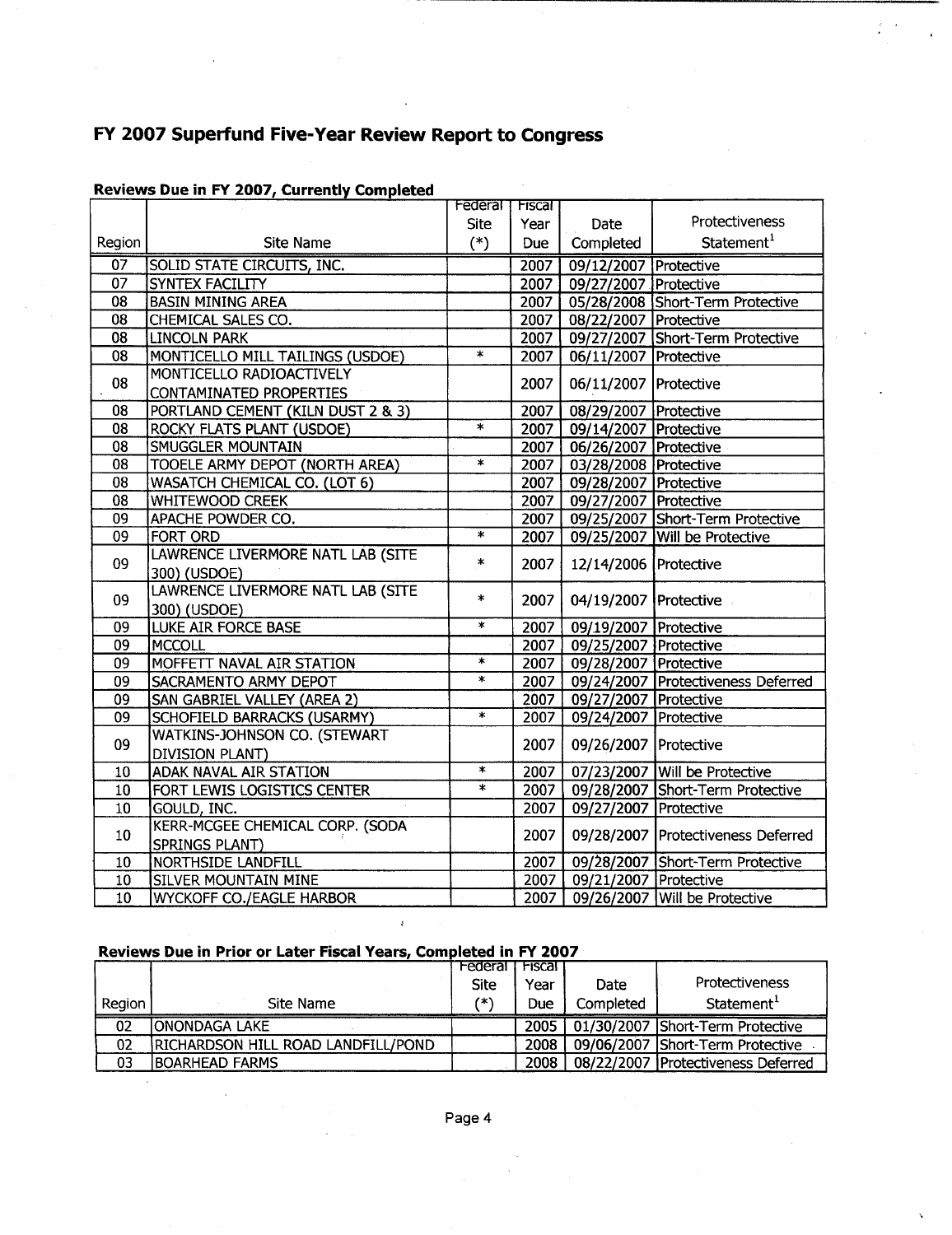# FY 2007 Superfund Five-Year Review Report to Congress

### Reviews Due in FY 2007, Currently Completed

| Region | Site Name | Federal Site (*) | Fiscal Year Due | Date Completed | Protectiveness Statement[1] |
|---|---|---|---|---|---|
| 07 | SOLID STATE CIRCUITS, INC. | | 2007 | 09/12/2007 | Protective |
| 07 | SYNTEX FACILITY | | 2007 | 09/27/2007 | Protective |
| 08 | BASIN MINING AREA | | 2007 | 05/28/2008 | Short-Term Protective |
| 08 | CHEMICAL SALES CO. | | 2007 | 08/22/2007 | Protective |
| 08 | LINCOLN PARK | | 2007 | 09/27/2007 | Short-Term Protective |
| 08 | MONTICELLO MILL TAILINGS (USDOE) | * | 2007 | 06/11/2007 | Protective |
| 08 | MONTICELLO RADIOACTIVELY CONTAMINATED PROPERTIES | | 2007 | 06/11/2007 | Protective |
| 08 | PORTLAND CEMENT (KILN DUST 2 & 3) | | 2007 | 08/29/2007 | Protective |
| 08 | ROCKY FLATS PLANT (USDOE) | * | 2007 | 09/14/2007 | Protective |
| 08 | SMUGGLER MOUNTAIN | | 2007 | 06/26/2007 | Protective |
| 08 | TOOELE ARMY DEPOT (NORTH AREA) | * | 2007 | 03/28/2008 | Protective |
| 08 | WASATCH CHEMICAL CO. (LOT 6) | | 2007 | 09/28/2007 | Protective |
| 08 | WHITEWOOD CREEK | | 2007 | 09/27/2007 | Protective |
| 09 | APACHE POWDER CO. | | 2007 | 09/25/2007 | Short-Term Protective |
| 09 | FORT ORD | * | 2007 | 09/25/2007 | Will be Protective |
| 09 | LAWRENCE LIVERMORE NATL LAB (SITE 300) (USDOE) | * | 2007 | 12/14/2006 | Protective |
| 09 | LAWRENCE LIVERMORE NATL LAB (SITE 300) (USDOE) | * | 2007 | 04/19/2007 | Protective |
| 09 | LUKE AIR FORCE BASE | * | 2007 | 09/19/2007 | Protective |
| 09 | MCCOLL | | 2007 | 09/25/2007 | Protective |
| 09 | MOFFETT NAVAL AIR STATION | * | 2007 | 09/28/2007 | Protective |
| 09 | SACRAMENTO ARMY DEPOT | * | 2007 | 09/24/2007 | Protectiveness Deferred |
| 09 | SAN GABRIEL VALLEY (AREA 2) | | 2007 | 09/27/2007 | Protective |
| 09 | SCHOFIELD BARRACKS (USARMY) | * | 2007 | 09/24/2007 | Protective |
| 09 | WATKINS-JOHNSON CO. (STEWART DIVISION PLANT) | | 2007 | 09/26/2007 | Protective |
| 10 | ADAK NAVAL AIR STATION | * | 2007 | 07/23/2007 | Will be Protective |
| 10 | FORT LEWIS LOGISTICS CENTER | * | 2007 | 09/28/2007 | Short-Term Protective |
| 10 | GOULD, INC. | | 2007 | 09/27/2007 | Protective |
| 10 | KERR-MCGEE CHEMICAL CORP. (SODA SPRINGS PLANT) | | 2007 | 09/28/2007 | Protectiveness Deferred |
| 10 | NORTHSIDE LANDFILL | | 2007 | 09/28/2007 | Short-Term Protective |
| 10 | SILVER MOUNTAIN MINE | | 2007 | 09/21/2007 | Protective |
| 10 | WYCKOFF CO./EAGLE HARBOR | | 2007 | 09/26/2007 | Will be Protective |

### Reviews Due in Prior or Later Fiscal Years, Completed in FY 2007

| Region | Site Name | Federal Site (*) | Fiscal Year Due | Date Completed | Protectiveness Statement[1] |
|---|---|---|---|---|---|
| 02 | ONONDAGA LAKE | | 2005 | 01/30/2007 | Short-Term Protective |
| 02 | RICHARDSON HILL ROAD LANDFILL/POND | | 2008 | 09/06/2007 | Short-Term Protective |
| 03 | BOARHEAD FARMS | | 2008 | 08/22/2007 | Protectiveness Deferred |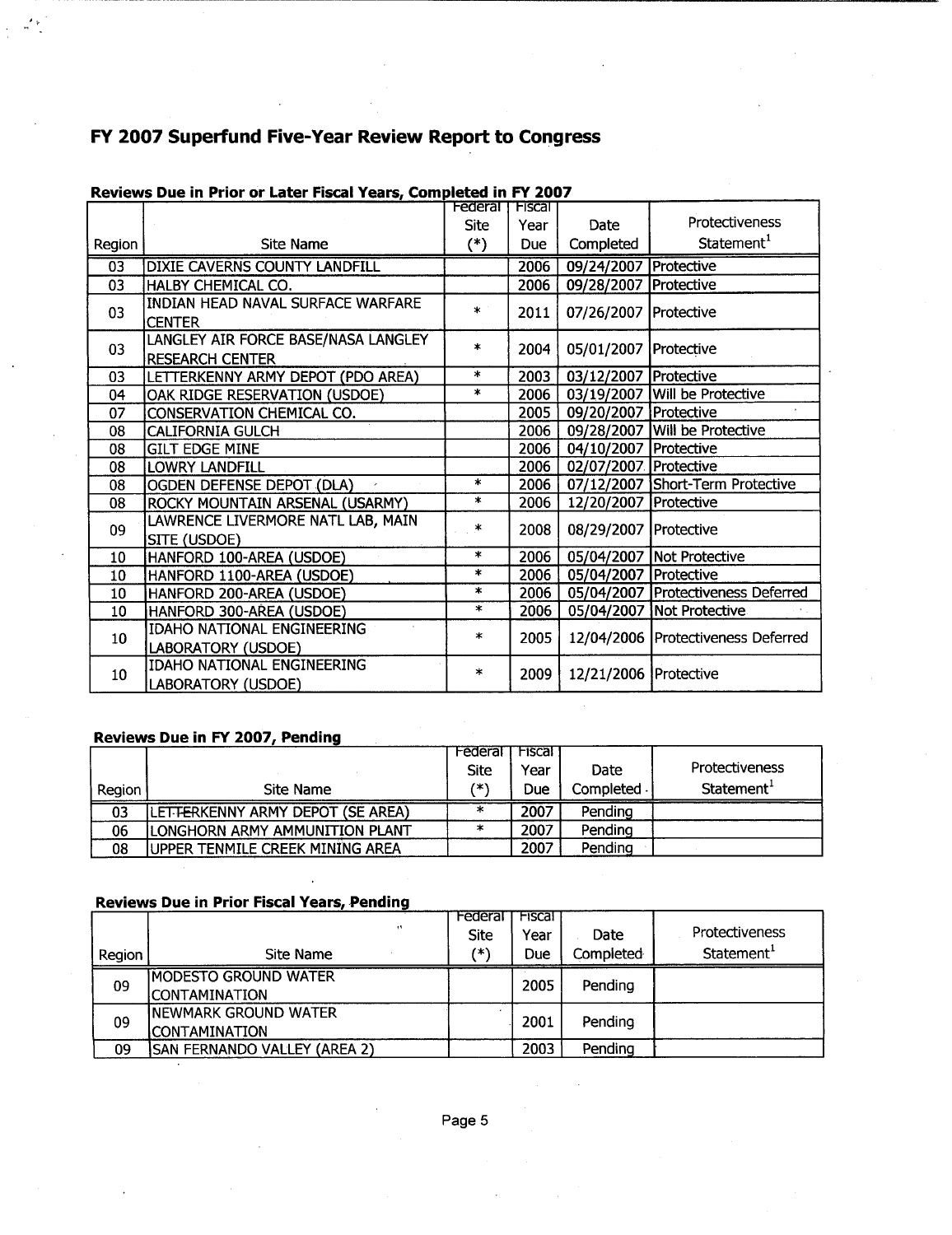# FY 2007 Superfund Five-Year Review Report to Congress

### Reviews Due in Prior or Later Fiscal Years, Completed in FY 2007

| Region | Site Name | Federal Site (*) | Fiscal Year Due | Date Completed | Protectiveness Statement[1] |
|---|---|---|---|---|---|
| 03 | DIXIE CAVERNS COUNTY LANDFILL | | 2006 | 09/24/2007 | Protective |
| 03 | HALBY CHEMICAL CO. | | 2006 | 09/28/2007 | Protective |
| 03 | INDIAN HEAD NAVAL SURFACE WARFARE CENTER | * | 2011 | 07/26/2007 | Protective |
| 03 | LANGLEY AIR FORCE BASE/NASA LANGLEY RESEARCH CENTER | * | 2004 | 05/01/2007 | Protective |
| 03 | LETTERKENNY ARMY DEPOT (PDO AREA) | * | 2003 | 03/12/2007 | Protective |
| 04 | OAK RIDGE RESERVATION (USDOE) | * | 2006 | 03/19/2007 | Will be Protective |
| 07 | CONSERVATION CHEMICAL CO. | | 2005 | 09/20/2007 | Protective |
| 08 | CALIFORNIA GULCH | | 2006 | 09/28/2007 | Will be Protective |
| 08 | GILT EDGE MINE | | 2006 | 04/10/2007 | Protective |
| 08 | LOWRY LANDFILL | | 2006 | 02/07/2007 | Protective |
| 08 | OGDEN DEFENSE DEPOT (DLA) | * | 2006 | 07/12/2007 | Short-Term Protective |
| 08 | ROCKY MOUNTAIN ARSENAL (USARMY) | * | 2006 | 12/20/2007 | Protective |
| 09 | LAWRENCE LIVERMORE NATL LAB, MAIN SITE (USDOE) | * | 2008 | 08/29/2007 | Protective |
| 10 | HANFORD 100-AREA (USDOE) | * | 2006 | 05/04/2007 | Not Protective |
| 10 | HANFORD 1100-AREA (USDOE) | * | 2006 | 05/04/2007 | Protective |
| 10 | HANFORD 200-AREA (USDOE) | * | 2006 | 05/04/2007 | Protectiveness Deferred |
| 10 | HANFORD 300-AREA (USDOE) | * | 2006 | 05/04/2007 | Not Protective |
| 10 | IDAHO NATIONAL ENGINEERING LABORATORY (USDOE) | * | 2005 | 12/04/2006 | Protectiveness Deferred |
| 10 | IDAHO NATIONAL ENGINEERING LABORATORY (USDOE) | * | 2009 | 12/21/2006 | Protective |

### Reviews Due in FY 2007, Pending

| Region | Site Name | Federal Site (*) | Fiscal Year Due | Date Completed | Protectiveness Statement[1] |
|---|---|---|---|---|---|
| 03 | LETTERKENNY ARMY DEPOT (SE AREA) | * | 2007 | Pending | |
| 06 | LONGHORN ARMY AMMUNITION PLANT | * | 2007 | Pending | |
| 08 | UPPER TENMILE CREEK MINING AREA | | 2007 | Pending | |

### Reviews Due in Prior Fiscal Years, Pending

| Region | Site Name | Federal Site (*) | Fiscal Year Due | Date Completed | Protectiveness Statement[1] |
|---|---|---|---|---|---|
| 09 | MODESTO GROUND WATER CONTAMINATION | | 2005 | Pending | |
| 09 | NEWMARK GROUND WATER CONTAMINATION | | 2001 | Pending | |
| 09 | SAN FERNANDO VALLEY (AREA 2) | | 2003 | Pending | |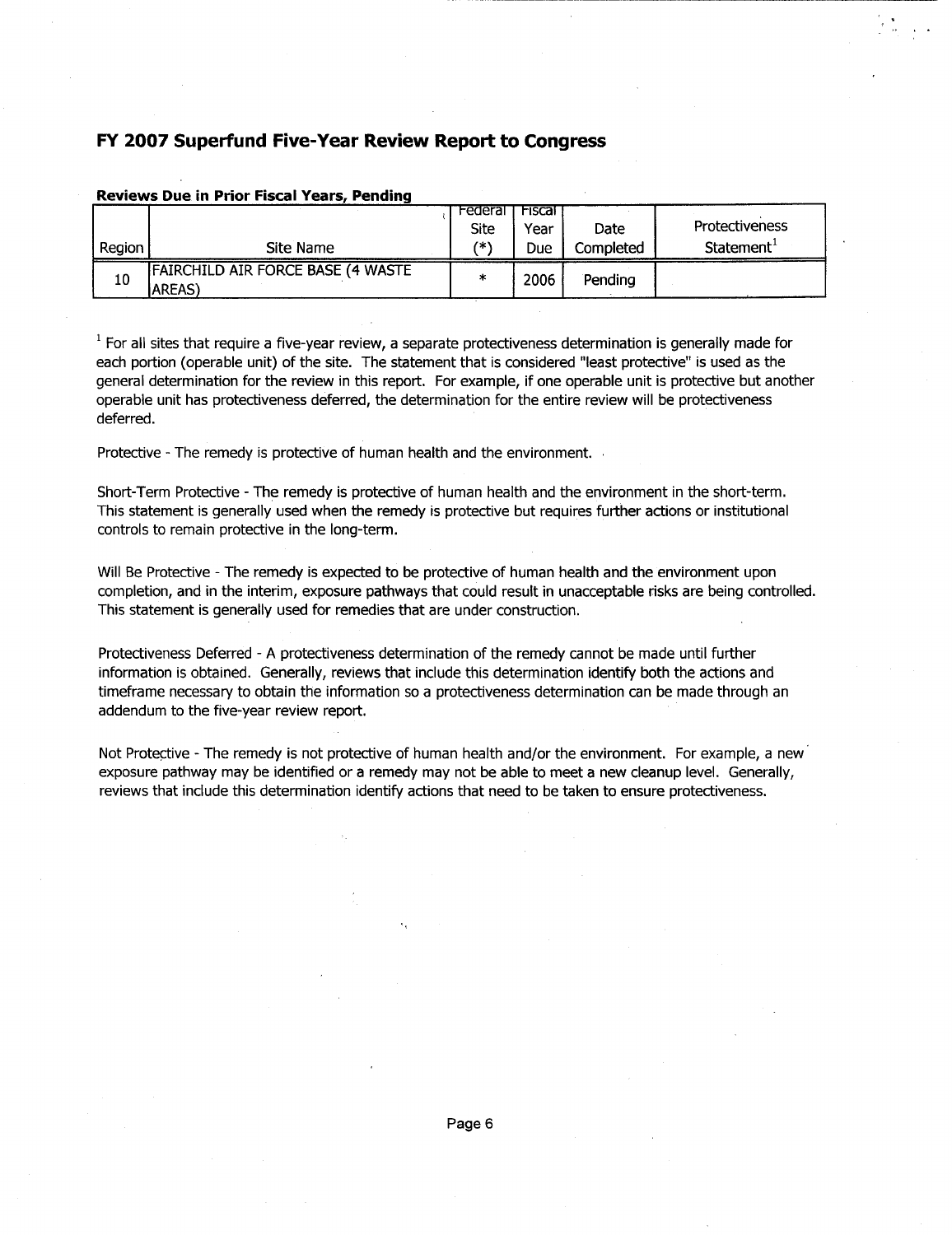## FY 2007 Superfund Five-Year Review Report to Congress

**Reviews Due in Prior Fiscal Years, Pending**

| Region | Site Name | Federal Site (*) | Fiscal Year Due | Date Completed | Protectiveness Statement[1] |
|---|---|---|---|---|---|
| 10 | FAIRCHILD AIR FORCE BASE (4 WASTE AREAS) | * | 2006 | Pending | |

[1] For all sites that require a five-year review, a separate protectiveness determination is generally made for each portion (operable unit) of the site. The statement that is considered "least protective" is used as the general determination for the review in this report. For example, if one operable unit is protective but another operable unit has protectiveness deferred, the determination for the entire review will be protectiveness deferred.

Protective - The remedy is protective of human health and the environment.

Short-Term Protective - The remedy is protective of human health and the environment in the short-term. This statement is generally used when the remedy is protective but requires further actions or institutional controls to remain protective in the long-term.

Will Be Protective - The remedy is expected to be protective of human health and the environment upon completion, and in the interim, exposure pathways that could result in unacceptable risks are being controlled. This statement is generally used for remedies that are under construction.

Protectiveness Deferred - A protectiveness determination of the remedy cannot be made until further information is obtained. Generally, reviews that include this determination identify both the actions and timeframe necessary to obtain the information so a protectiveness determination can be made through an addendum to the five-year review report.

Not Protective - The remedy is not protective of human health and/or the environment. For example, a new exposure pathway may be identified or a remedy may not be able to meet a new cleanup level. Generally, reviews that include this determination identify actions that need to be taken to ensure protectiveness.